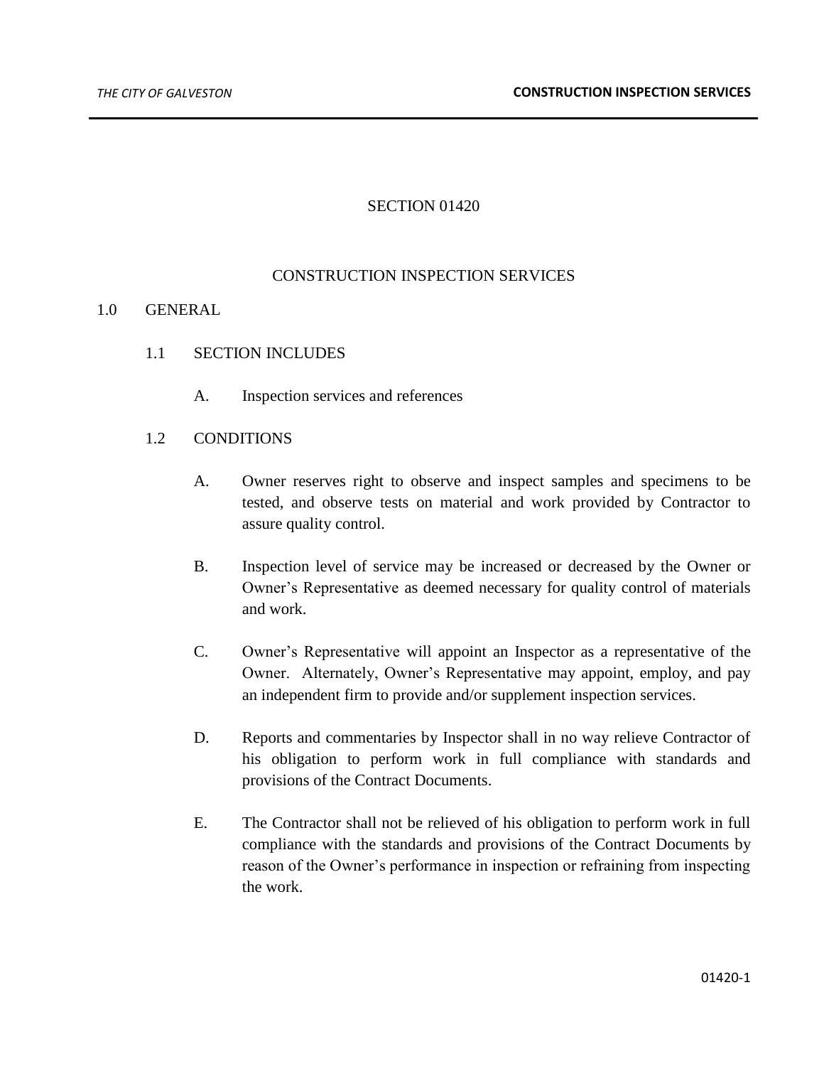# SECTION 01420

## CONSTRUCTION INSPECTION SERVICES

## 1.0 GENERAL

### 1.1 SECTION INCLUDES

A. Inspection services and references

### 1.2 CONDITIONS

A. Owner reserves right to observe and inspect samples and specimens to be tested, and observe tests on material and work provided by Contractor to assure quality control.

B. Inspection level of service may be increased or decreased by the Owner or Owner's Representative as deemed necessary for quality control of materials and work.

C. Owner's Representative will appoint an Inspector as a representative of the Owner. Alternately, Owner's Representative may appoint, employ, and pay an independent firm to provide and/or supplement inspection services.

D. Reports and commentaries by Inspector shall in no way relieve Contractor of his obligation to perform work in full compliance with standards and provisions of the Contract Documents.

E. The Contractor shall not be relieved of his obligation to perform work in full compliance with the standards and provisions of the Contract Documents by reason of the Owner's performance in inspection or refraining from inspecting the work.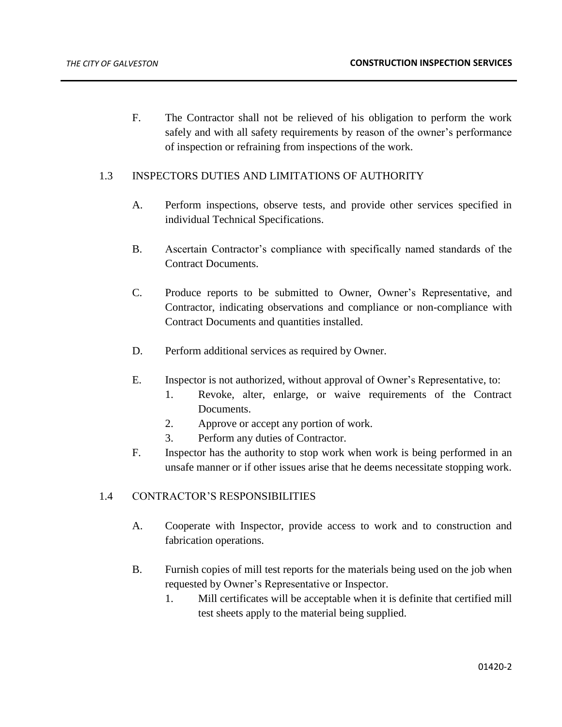F. The Contractor shall not be relieved of his obligation to perform the work safely and with all safety requirements by reason of the owner's performance of inspection or refraining from inspections of the work.

## 1.3 INSPECTORS DUTIES AND LIMITATIONS OF AUTHORITY

A. Perform inspections, observe tests, and provide other services specified in individual Technical Specifications.

B. Ascertain Contractor's compliance with specifically named standards of the Contract Documents.

C. Produce reports to be submitted to Owner, Owner's Representative, and Contractor, indicating observations and compliance or non-compliance with Contract Documents and quantities installed.

D. Perform additional services as required by Owner.

E. Inspector is not authorized, without approval of Owner's Representative, to:

1. Revoke, alter, enlarge, or waive requirements of the Contract Documents.
2. Approve or accept any portion of work.
3. Perform any duties of Contractor.

F. Inspector has the authority to stop work when work is being performed in an unsafe manner or if other issues arise that he deems necessitate stopping work.

## 1.4 CONTRACTOR'S RESPONSIBILITIES

A. Cooperate with Inspector, provide access to work and to construction and fabrication operations.

B. Furnish copies of mill test reports for the materials being used on the job when requested by Owner's Representative or Inspector.

1. Mill certificates will be acceptable when it is definite that certified mill test sheets apply to the material being supplied.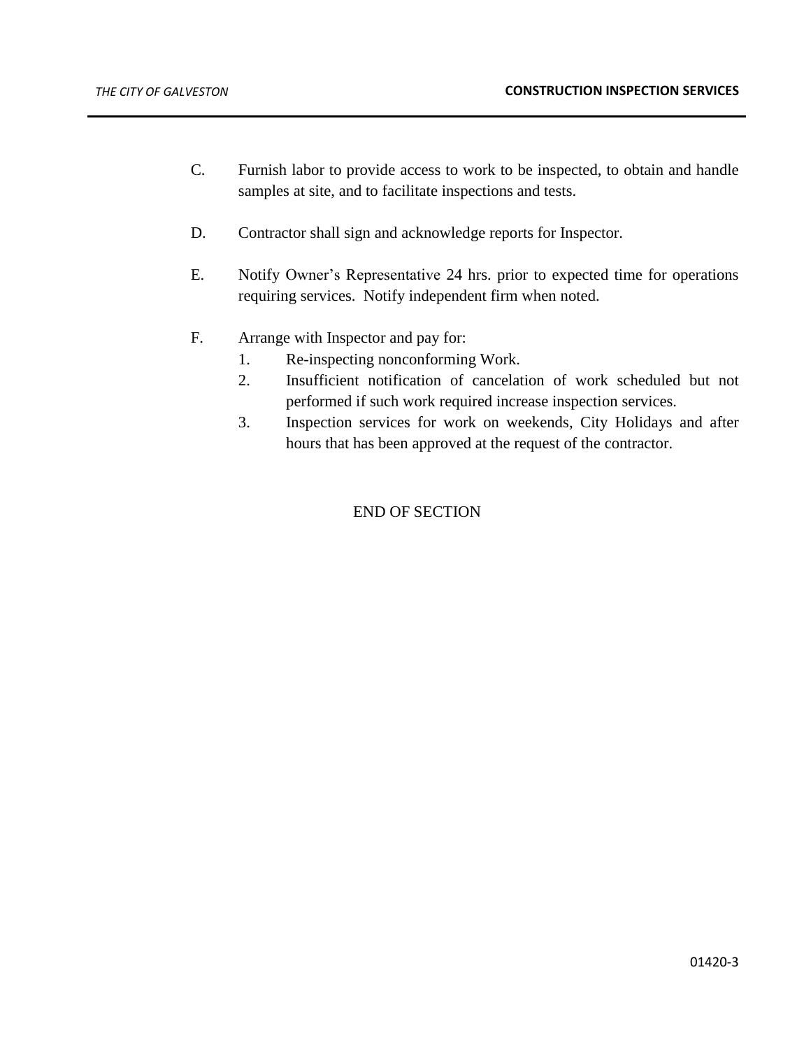C. Furnish labor to provide access to work to be inspected, to obtain and handle samples at site, and to facilitate inspections and tests.

D. Contractor shall sign and acknowledge reports for Inspector.

E. Notify Owner's Representative 24 hrs. prior to expected time for operations requiring services. Notify independent firm when noted.

F. Arrange with Inspector and pay for:
   1. Re-inspecting nonconforming Work.
   2. Insufficient notification of cancelation of work scheduled but not performed if such work required increase inspection services.
   3. Inspection services for work on weekends, City Holidays and after hours that has been approved at the request of the contractor.

END OF SECTION